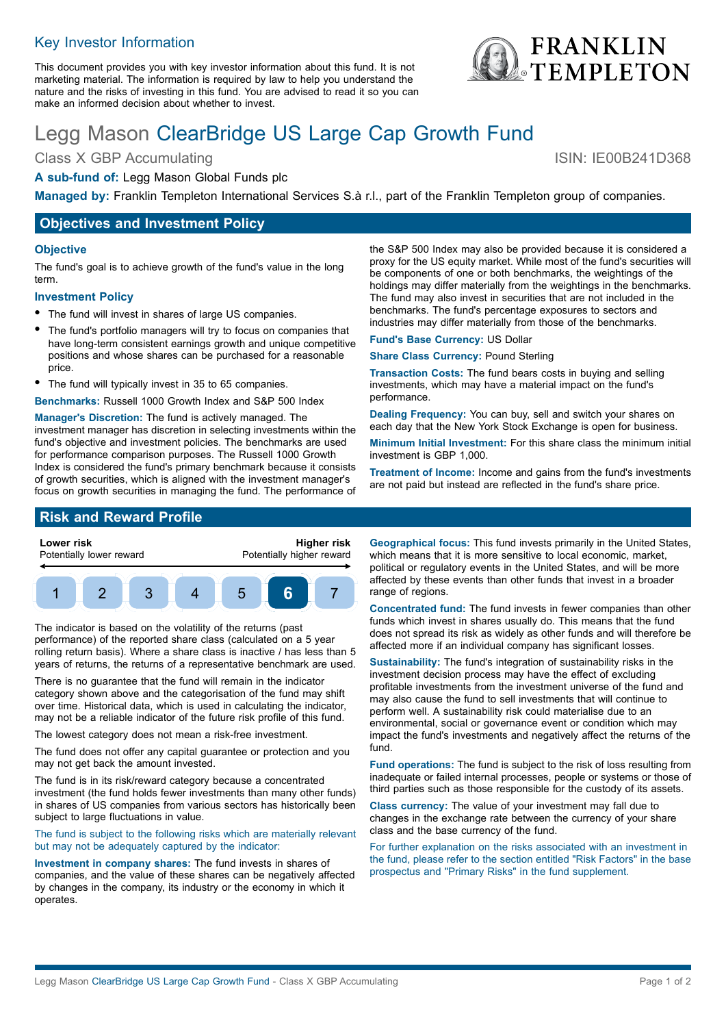## Key Investor Information

This document provides you with key investor information about this fund. It is not marketing material. The information is required by law to help you understand the nature and the risks of investing in this fund. You are advised to read it so you can make an informed decision about whether to invest.

# Legg Mason ClearBridge US Large Cap Growth Fund

Class X GBP Accumulating

ISIN: IE00B241D368

**A sub-fund of:** Legg Mason Global Funds plc

**Managed by:** Franklin Templeton International Services S.à r.l., part of the Franklin Templeton group of companies.

## Objectives and Investment Policy

### Objective

The fund's goal is to achieve growth of the fund's value in the long term.

### Investment Policy

- The fund will invest in shares of large US companies.
- The fund's portfolio managers will try to focus on companies that have long-term consistent earnings growth and unique competitive positions and whose shares can be purchased for a reasonable price.
- The fund will typically invest in 35 to 65 companies.

**Benchmarks:** Russell 1000 Growth Index and S&P 500 Index

**Manager's Discretion:** The fund is actively managed. The investment manager has discretion in selecting investments within the fund's objective and investment policies. The benchmarks are used for performance comparison purposes. The Russell 1000 Growth Index is considered the fund's primary benchmark because it consists of growth securities, which is aligned with the investment manager's focus on growth securities in managing the fund. The performance of the S&P 500 Index may also be provided because it is considered a proxy for the US equity market. While most of the fund's securities will be components of one or both benchmarks, the weightings of the holdings may differ materially from the weightings in the benchmarks. The fund may also invest in securities that are not included in the benchmarks. The fund's percentage exposures to sectors and industries may differ materially from those of the benchmarks.

**Fund's Base Currency:** US Dollar

**Share Class Currency:** Pound Sterling

**Transaction Costs:** The fund bears costs in buying and selling investments, which may have a material impact on the fund's performance.

**Dealing Frequency:** You can buy, sell and switch your shares on each day that the New York Stock Exchange is open for business.

**Minimum Initial Investment:** For this share class the minimum initial investment is GBP 1,000.

**Treatment of Income:** Income and gains from the fund's investments are not paid but instead are reflected in the fund's share price.

## Risk and Reward Profile

| Lower risk<br>Potentially lower reward | | | | | | Higher risk<br>Potentially higher reward |
|---|---|---|---|---|---|---|
| 1 | 2 | 3 | 4 | 5 | **6** | 7 |

The indicator is based on the volatility of the returns (past performance) of the reported share class (calculated on a 5 year rolling return basis). Where a share class is inactive / has less than 5 years of returns, the returns of a representative benchmark are used.

There is no guarantee that the fund will remain in the indicator category shown above and the categorisation of the fund may shift over time. Historical data, which is used in calculating the indicator, may not be a reliable indicator of the future risk profile of this fund.

The lowest category does not mean a risk-free investment.

The fund does not offer any capital guarantee or protection and you may not get back the amount invested.

The fund is in its risk/reward category because a concentrated investment (the fund holds fewer investments than many other funds) in shares of US companies from various sectors has historically been subject to large fluctuations in value.

The fund is subject to the following risks which are materially relevant but may not be adequately captured by the indicator:

**Investment in company shares:** The fund invests in shares of companies, and the value of these shares can be negatively affected by changes in the company, its industry or the economy in which it operates.

**Geographical focus:** This fund invests primarily in the United States, which means that it is more sensitive to local economic, market, political or regulatory events in the United States, and will be more affected by these events than other funds that invest in a broader range of regions.

**Concentrated fund:** The fund invests in fewer companies than other funds which invest in shares usually do. This means that the fund does not spread its risk as widely as other funds and will therefore be affected more if an individual company has significant losses.

**Sustainability:** The fund's integration of sustainability risks in the investment decision process may have the effect of excluding profitable investments from the investment universe of the fund and may also cause the fund to sell investments that will continue to perform well. A sustainability risk could materialise due to an environmental, social or governance event or condition which may impact the fund's investments and negatively affect the returns of the fund.

**Fund operations:** The fund is subject to the risk of loss resulting from inadequate or failed internal processes, people or systems or those of third parties such as those responsible for the custody of its assets.

**Class currency:** The value of your investment may fall due to changes in the exchange rate between the currency of your share class and the base currency of the fund.

For further explanation on the risks associated with an investment in the fund, please refer to the section entitled "Risk Factors" in the base prospectus and "Primary Risks" in the fund supplement.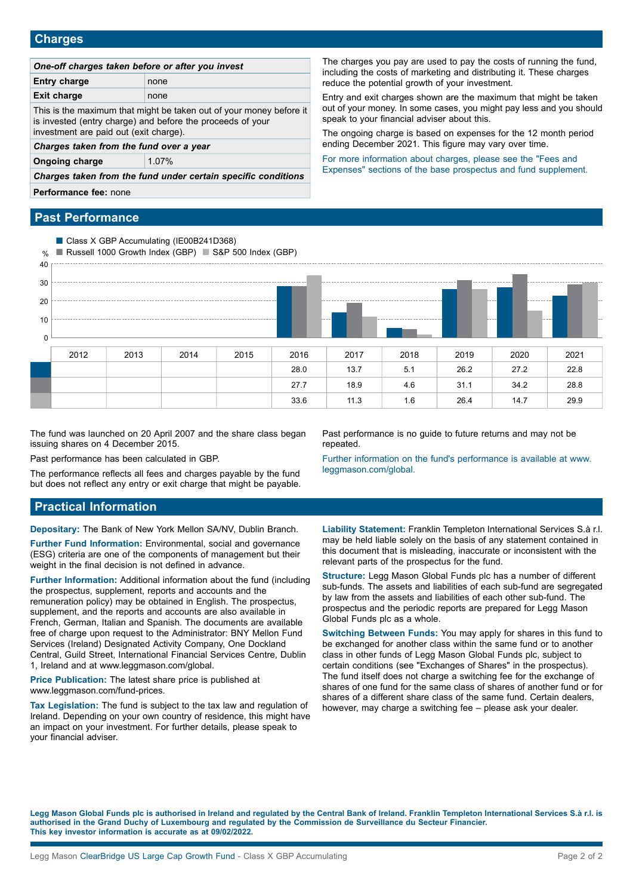## Charges

| *One-off charges taken before or after you invest* | |
|---|---|
| **Entry charge** | none |
| **Exit charge** | none |
| This is the maximum that might be taken out of your money before it is invested (entry charge) and before the proceeds of your investment are paid out (exit charge). | |
| ***Charges taken from the fund over a year*** | |
| **Ongoing charge** | 1.07% |
| ***Charges taken from the fund under certain specific conditions*** | |
| **Performance fee:** none | |

The charges you pay are used to pay the costs of running the fund, including the costs of marketing and distributing it. These charges reduce the potential growth of your investment.

Entry and exit charges shown are the maximum that might be taken out of your money. In some cases, you might pay less and you should speak to your financial adviser about this.

The ongoing charge is based on expenses for the 12 month period ending December 2021. This figure may vary over time.

For more information about charges, please see the "Fees and Expenses" sections of the base prospectus and fund supplement.

## Past Performance

Class X GBP Accumulating (IE00B241D368)
Russell 1000 Growth Index (GBP)
S&P 500 Index (GBP)

%
40
30
20
10
0

| | 2012 | 2013 | 2014 | 2015 | 2016 | 2017 | 2018 | 2019 | 2020 | 2021 |
|---|---|---|---|---|---|---|---|---|---|---|
| Class X GBP Accumulating (IE00B241D368) | | | | | 28.0 | 13.7 | 5.1 | 26.2 | 27.2 | 22.8 |
| Russell 1000 Growth Index (GBP) | | | | | 27.7 | 18.9 | 4.6 | 31.1 | 34.2 | 28.8 |
| S&P 500 Index (GBP) | | | | | 33.6 | 11.3 | 1.6 | 26.4 | 14.7 | 29.9 |

The fund was launched on 20 April 2007 and the share class began issuing shares on 4 December 2015.

Past performance has been calculated in GBP.

The performance reflects all fees and charges payable by the fund but does not reflect any entry or exit charge that might be payable.

Past performance is no guide to future returns and may not be repeated.

Further information on the fund's performance is available at www.leggmason.com/global.

## Practical Information

**Depositary:** The Bank of New York Mellon SA/NV, Dublin Branch.

**Further Fund Information:** Environmental, social and governance (ESG) criteria are one of the components of management but their weight in the final decision is not defined in advance.

**Further Information:** Additional information about the fund (including the prospectus, supplement, reports and accounts and the remuneration policy) may be obtained in English. The prospectus, supplement, and the reports and accounts are also available in French, German, Italian and Spanish. The documents are available free of charge upon request to the Administrator: BNY Mellon Fund Services (Ireland) Designated Activity Company, One Dockland Central, Guild Street, International Financial Services Centre, Dublin 1, Ireland and at www.leggmason.com/global.

**Price Publication:** The latest share price is published at www.leggmason.com/fund-prices.

**Tax Legislation:** The fund is subject to the tax law and regulation of Ireland. Depending on your own country of residence, this might have an impact on your investment. For further details, please speak to your financial adviser.

**Liability Statement:** Franklin Templeton International Services S.à r.l. may be held liable solely on the basis of any statement contained in this document that is misleading, inaccurate or inconsistent with the relevant parts of the prospectus for the fund.

**Structure:** Legg Mason Global Funds plc has a number of different sub-funds. The assets and liabilities of each sub-fund are segregated by law from the assets and liabilities of each other sub-fund. The prospectus and the periodic reports are prepared for Legg Mason Global Funds plc as a whole.

**Switching Between Funds:** You may apply for shares in this fund to be exchanged for another class within the same fund or to another class in other funds of Legg Mason Global Funds plc, subject to certain conditions (see "Exchanges of Shares" in the prospectus). The fund itself does not charge a switching fee for the exchange of shares of one fund for the same class of shares of another fund or for shares of a different share class of the same fund. Certain dealers, however, may charge a switching fee – please ask your dealer.

**Legg Mason Global Funds plc is authorised in Ireland and regulated by the Central Bank of Ireland. Franklin Templeton International Services S.à r.l. is authorised in the Grand Duchy of Luxembourg and regulated by the Commission de Surveillance du Secteur Financier.**
**This key investor information is accurate as at 09/02/2022.**